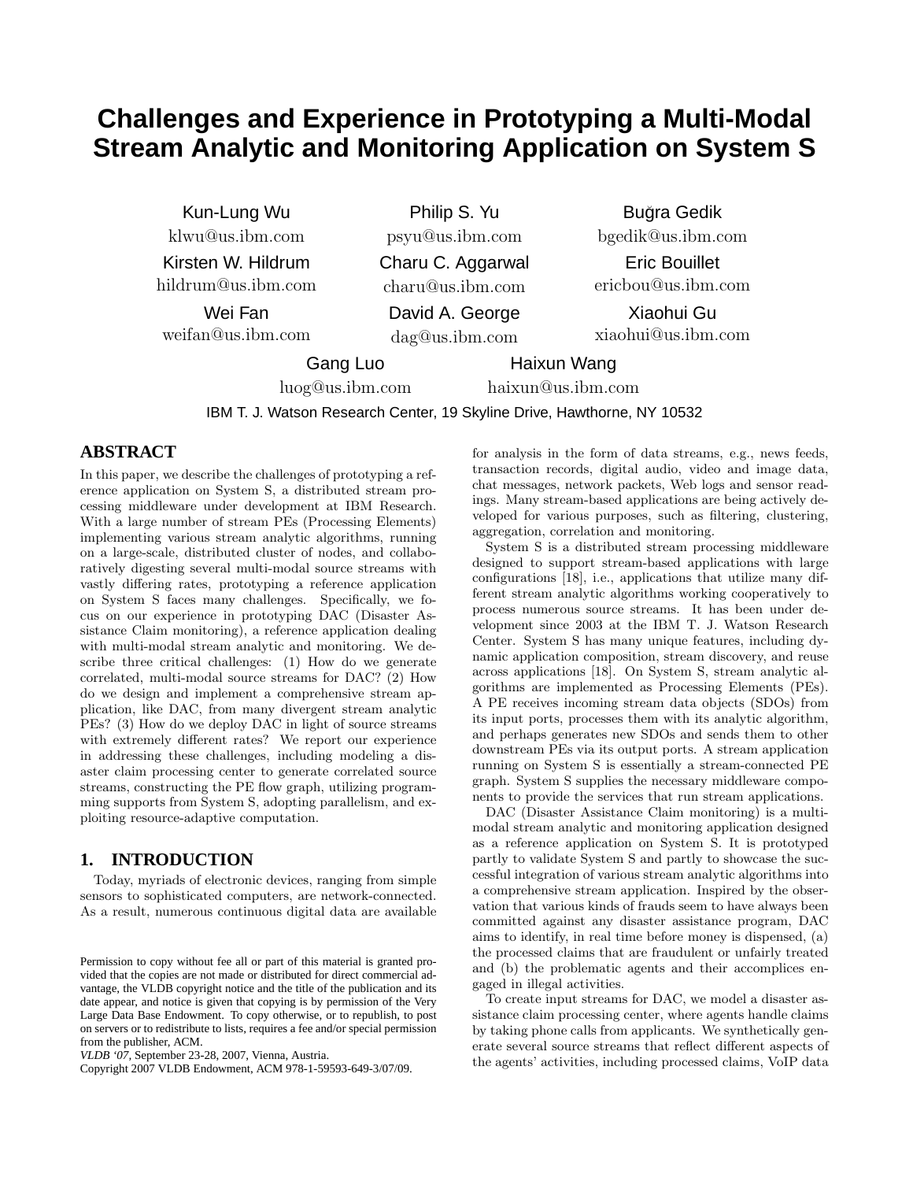# Challenges and Experience in Prototyping a Multi-Modal Stream Analytic and Monitoring Application on System S

Kun-Lung Wu
klwu@us.ibm.com

Philip S. Yu
psyu@us.ibm.com

Buğra Gedik
bgedik@us.ibm.com

Kirsten W. Hildrum
hildrum@us.ibm.com

Charu C. Aggarwal
charu@us.ibm.com

Eric Bouillet
ericbou@us.ibm.com

Wei Fan
weifan@us.ibm.com

David A. George
dag@us.ibm.com

Xiaohui Gu
xiaohui@us.ibm.com

Gang Luo
luog@us.ibm.com

Haixun Wang
haixun@us.ibm.com

IBM T. J. Watson Research Center, 19 Skyline Drive, Hawthorne, NY 10532

## ABSTRACT

In this paper, we describe the challenges of prototyping a reference application on System S, a distributed stream processing middleware under development at IBM Research. With a large number of stream PEs (Processing Elements) implementing various stream analytic algorithms, running on a large-scale, distributed cluster of nodes, and collaboratively digesting several multi-modal source streams with vastly differing rates, prototyping a reference application on System S faces many challenges. Specifically, we focus on our experience in prototyping DAC (Disaster Assistance Claim monitoring), a reference application dealing with multi-modal stream analytic and monitoring. We describe three critical challenges: (1) How do we generate correlated, multi-modal source streams for DAC? (2) How do we design and implement a comprehensive stream application, like DAC, from many divergent stream analytic PEs? (3) How do we deploy DAC in light of source streams with extremely different rates? We report our experience in addressing these challenges, including modeling a disaster claim processing center to generate correlated source streams, constructing the PE flow graph, utilizing programming supports from System S, adopting parallelism, and exploiting resource-adaptive computation.

## 1. INTRODUCTION

Today, myriads of electronic devices, ranging from simple sensors to sophisticated computers, are network-connected. As a result, numerous continuous digital data are available for analysis in the form of data streams, e.g., news feeds, transaction records, digital audio, video and image data, chat messages, network packets, Web logs and sensor readings. Many stream-based applications are being actively developed for various purposes, such as filtering, clustering, aggregation, correlation and monitoring.

System S is a distributed stream processing middleware designed to support stream-based applications with large configurations [18], i.e., applications that utilize many different stream analytic algorithms working cooperatively to process numerous source streams. It has been under development since 2003 at the IBM T. J. Watson Research Center. System S has many unique features, including dynamic application composition, stream discovery, and reuse across applications [18]. On System S, stream analytic algorithms are implemented as Processing Elements (PEs). A PE receives incoming stream data objects (SDOs) from its input ports, processes them with its analytic algorithm, and perhaps generates new SDOs and sends them to other downstream PEs via its output ports. A stream application running on System S is essentially a stream-connected PE graph. System S supplies the necessary middleware components to provide the services that run stream applications.

DAC (Disaster Assistance Claim monitoring) is a multi-modal stream analytic and monitoring application designed as a reference application on System S. It is prototyped partly to validate System S and partly to showcase the successful integration of various stream analytic algorithms into a comprehensive stream application. Inspired by the observation that various kinds of frauds seem to have always been committed against any disaster assistance program, DAC aims to identify, in real time before money is dispensed, (a) the processed claims that are fraudulent or unfairly treated and (b) the problematic agents and their accomplices engaged in illegal activities.

To create input streams for DAC, we model a disaster assistance claim processing center, where agents handle claims by taking phone calls from applicants. We synthetically generate several source streams that reflect different aspects of the agents' activities, including processed claims, VoIP data

Permission to copy without fee all or part of this material is granted provided that the copies are not made or distributed for direct commercial advantage, the VLDB copyright notice and the title of the publication and its date appear, and notice is given that copying is by permission of the Very Large Data Base Endowment. To copy otherwise, or to republish, to post on servers or to redistribute to lists, requires a fee and/or special permission from the publisher, ACM.
*VLDB '07*, September 23-28, 2007, Vienna, Austria.
Copyright 2007 VLDB Endowment, ACM 978-1-59593-649-3/07/09.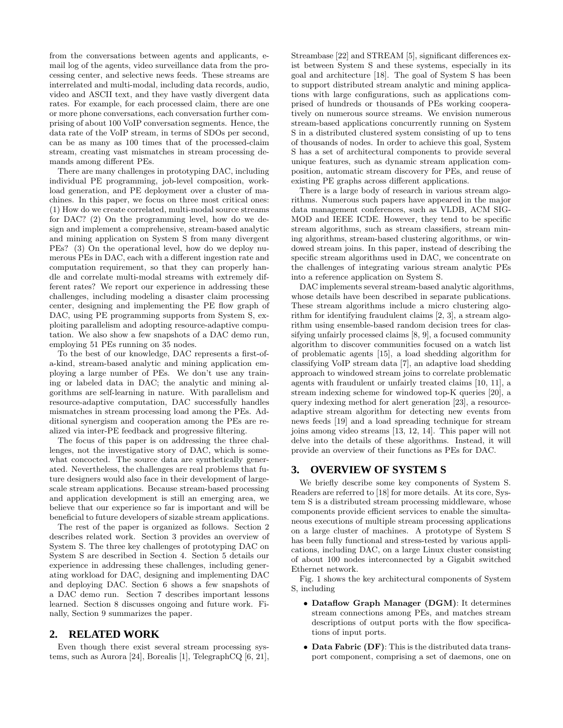from the conversations between agents and applicants, e-mail log of the agents, video surveillance data from the processing center, and selective news feeds. These streams are interrelated and multi-modal, including data records, audio, video and ASCII text, and they have vastly divergent data rates. For example, for each processed claim, there are one or more phone conversations, each conversation further comprising of about 100 VoIP conversation segments. Hence, the data rate of the VoIP stream, in terms of SDOs per second, can be as many as 100 times that of the processed-claim stream, creating vast mismatches in stream processing demands among different PEs.

There are many challenges in prototyping DAC, including individual PE programming, job-level composition, workload generation, and PE deployment over a cluster of machines. In this paper, we focus on three most critical ones: (1) How do we create correlated, multi-modal source streams for DAC? (2) On the programming level, how do we design and implement a comprehensive, stream-based analytic and mining application on System S from many divergent PEs? (3) On the operational level, how do we deploy numerous PEs in DAC, each with a different ingestion rate and computation requirement, so that they can properly handle and correlate multi-modal streams with extremely different rates? We report our experience in addressing these challenges, including modeling a disaster claim processing center, designing and implementing the PE flow graph of DAC, using PE programming supports from System S, exploiting parallelism and adopting resource-adaptive computation. We also show a few snapshots of a DAC demo run, employing 51 PEs running on 35 nodes.

To the best of our knowledge, DAC represents a first-of-a-kind, stream-based analytic and mining application employing a large number of PEs. We don't use any training or labeled data in DAC; the analytic and mining algorithms are self-learning in nature. With parallelism and resource-adaptive computation, DAC successfully handles mismatches in stream processing load among the PEs. Additional synergism and cooperation among the PEs are realized via inter-PE feedback and progressive filtering.

The focus of this paper is on addressing the three challenges, not the investigative story of DAC, which is somewhat concocted. The source data are synthetically generated. Nevertheless, the challenges are real problems that future designers would also face in their development of large-scale stream applications. Because stream-based processing and application development is still an emerging area, we believe that our experience so far is important and will be beneficial to future developers of sizable stream applications.

The rest of the paper is organized as follows. Section 2 describes related work. Section 3 provides an overview of System S. The three key challenges of prototyping DAC on System S are described in Section 4. Section 5 details our experience in addressing these challenges, including generating workload for DAC, designing and implementing DAC and deploying DAC. Section 6 shows a few snapshots of a DAC demo run. Section 7 describes important lessons learned. Section 8 discusses ongoing and future work. Finally, Section 9 summarizes the paper.

## 2. RELATED WORK

Even though there exist several stream processing systems, such as Aurora [24], Borealis [1], TelegraphCQ [6, 21], Streambase [22] and STREAM [5], significant differences exist between System S and these systems, especially in its goal and architecture [18]. The goal of System S has been to support distributed stream analytic and mining applications with large configurations, such as applications comprised of hundreds or thousands of PEs working cooperatively on numerous source streams. We envision numerous stream-based applications concurrently running on System S in a distributed clustered system consisting of up to tens of thousands of nodes. In order to achieve this goal, System S has a set of architectural components to provide several unique features, such as dynamic stream application composition, automatic stream discovery for PEs, and reuse of existing PE graphs across different applications.

There is a large body of research in various stream algorithms. Numerous such papers have appeared in the major data management conferences, such as VLDB, ACM SIGMOD and IEEE ICDE. However, they tend to be specific stream algorithms, such as stream classifiers, stream mining algorithms, stream-based clustering algorithms, or windowed stream joins. In this paper, instead of describing the specific stream algorithms used in DAC, we concentrate on the challenges of integrating various stream analytic PEs into a reference application on System S.

DAC implements several stream-based analytic algorithms, whose details have been described in separate publications. These stream algorithms include a micro clustering algorithm for identifying fraudulent claims [2, 3], a stream algorithm using ensemble-based random decision trees for classifying unfairly processed claims [8, 9], a focused community algorithm to discover communities focused on a watch list of problematic agents [15], a load shedding algorithm for classifying VoIP stream data [7], an adaptive load shedding approach to windowed stream joins to correlate problematic agents with fraudulent or unfairly treated claims [10, 11], a stream indexing scheme for windowed top-K queries [20], a query indexing method for alert generation [23], a resource-adaptive stream algorithm for detecting new events from news feeds [19] and a load spreading technique for stream joins among video streams [13, 12, 14]. This paper will not delve into the details of these algorithms. Instead, it will provide an overview of their functions as PEs for DAC.

## 3. OVERVIEW OF SYSTEM S

We briefly describe some key components of System S. Readers are referred to [18] for more details. At its core, System S is a distributed stream processing middleware, whose components provide efficient services to enable the simultaneous executions of multiple stream processing applications on a large cluster of machines. A prototype of System S has been fully functional and stress-tested by various applications, including DAC, on a large Linux cluster consisting of about 100 nodes interconnected by a Gigabit switched Ethernet network.

Fig. 1 shows the key architectural components of System S, including

- **Dataflow Graph Manager (DGM)**: It determines stream connections among PEs, and matches stream descriptions of output ports with the flow specifications of input ports.
- **Data Fabric (DF)**: This is the distributed data transport component, comprising a set of daemons, one on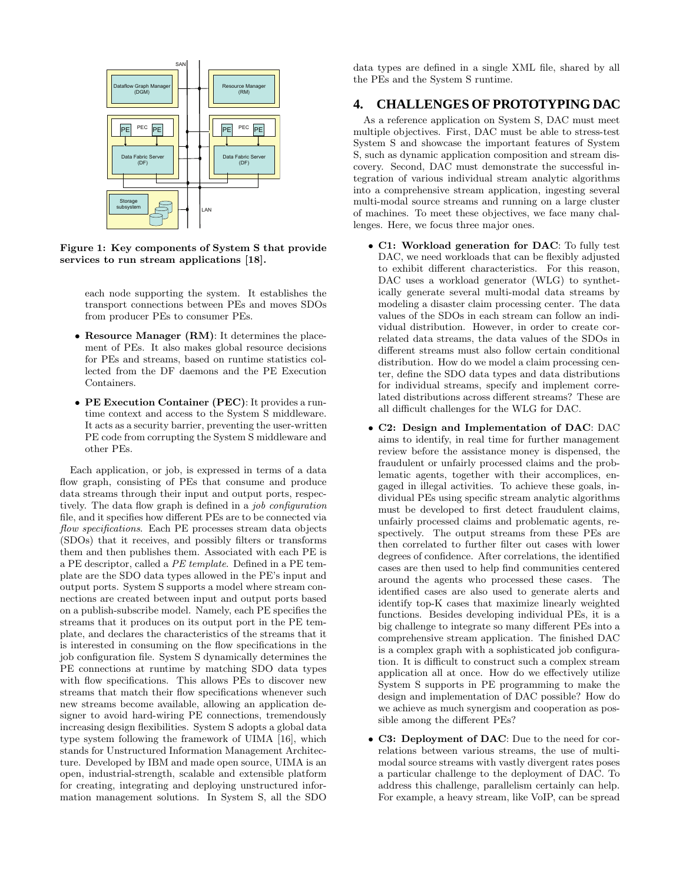Figure 1: Key components of System S that provide services to run stream applications [18].

each node supporting the system. It establishes the transport connections between PEs and moves SDOs from producer PEs to consumer PEs.

- **Resource Manager (RM)**: It determines the placement of PEs. It also makes global resource decisions for PEs and streams, based on runtime statistics collected from the DF daemons and the PE Execution Containers.
- **PE Execution Container (PEC)**: It provides a runtime context and access to the System S middleware. It acts as a security barrier, preventing the user-written PE code from corrupting the System S middleware and other PEs.

Each application, or job, is expressed in terms of a data flow graph, consisting of PEs that consume and produce data streams through their input and output ports, respectively. The data flow graph is defined in a *job configuration* file, and it specifies how different PEs are to be connected via *flow specifications*. Each PE processes stream data objects (SDOs) that it receives, and possibly filters or transforms them and then publishes them. Associated with each PE is a PE descriptor, called a *PE template*. Defined in a PE template are the SDO data types allowed in the PE's input and output ports. System S supports a model where stream connections are created between input and output ports based on a publish-subscribe model. Namely, each PE specifies the streams that it produces on its output port in the PE template, and declares the characteristics of the streams that it is interested in consuming on the flow specifications in the job configuration file. System S dynamically determines the PE connections at runtime by matching SDO data types with flow specifications. This allows PEs to discover new streams that match their flow specifications whenever such new streams become available, allowing an application designer to avoid hard-wiring PE connections, tremendously increasing design flexibilities. System S adopts a global data type system following the framework of UIMA [16], which stands for Unstructured Information Management Architecture. Developed by IBM and made open source, UIMA is an open, industrial-strength, scalable and extensible platform for creating, integrating and deploying unstructured information management solutions. In System S, all the SDO data types are defined in a single XML file, shared by all the PEs and the System S runtime.

# 4. CHALLENGES OF PROTOTYPING DAC

As a reference application on System S, DAC must meet multiple objectives. First, DAC must be able to stress-test System S and showcase the important features of System S, such as dynamic application composition and stream discovery. Second, DAC must demonstrate the successful integration of various individual stream analytic algorithms into a comprehensive stream application, ingesting several multi-modal source streams and running on a large cluster of machines. To meet these objectives, we face many challenges. Here, we focus three major ones.

- **C1: Workload generation for DAC**: To fully test DAC, we need workloads that can be flexibly adjusted to exhibit different characteristics. For this reason, DAC uses a workload generator (WLG) to synthetically generate several multi-modal data streams by modeling a disaster claim processing center. The data values of the SDOs in each stream can follow an individual distribution. However, in order to create correlated data streams, the data values of the SDOs in different streams must also follow certain conditional distribution. How do we model a claim processing center, define the SDO data types and data distributions for individual streams, specify and implement correlated distributions across different streams? These are all difficult challenges for the WLG for DAC.
- **C2: Design and Implementation of DAC**: DAC aims to identify, in real time for further management review before the assistance money is dispensed, the fraudulent or unfairly processed claims and the problematic agents, together with their accomplices, engaged in illegal activities. To achieve these goals, individual PEs using specific stream analytic algorithms must be developed to first detect fraudulent claims, unfairly processed claims and problematic agents, respectively. The output streams from these PEs are then correlated to further filter out cases with lower degrees of confidence. After correlations, the identified cases are then used to help find communities centered around the agents who processed these cases. The identified cases are also used to generate alerts and identify top-K cases that maximize linearly weighted functions. Besides developing individual PEs, it is a big challenge to integrate so many different PEs into a comprehensive stream application. The finished DAC is a complex graph with a sophisticated job configuration. It is difficult to construct such a complex stream application all at once. How do we effectively utilize System S supports in PE programming to make the design and implementation of DAC possible? How do we achieve as much synergism and cooperation as possible among the different PEs?
- **C3: Deployment of DAC**: Due to the need for correlations between various streams, the use of multimodal source streams with vastly divergent rates poses a particular challenge to the deployment of DAC. To address this challenge, parallelism certainly can help. For example, a heavy stream, like VoIP, can be spread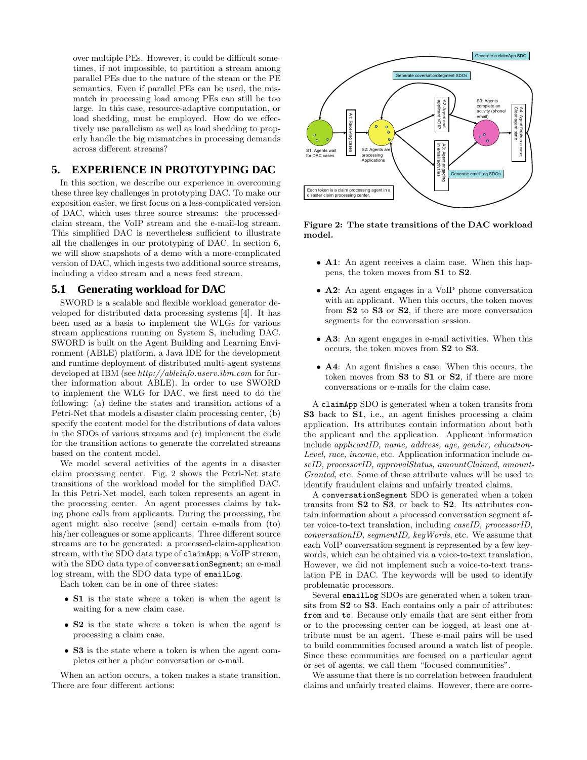over multiple PEs. However, it could be difficult sometimes, if not impossible, to partition a stream among parallel PEs due to the nature of the steam or the PE semantics. Even if parallel PEs can be used, the mismatch in processing load among PEs can still be too large. In this case, resource-adaptive computation, or load shedding, must be employed. How do we effectively use parallelism as well as load shedding to properly handle the big mismatches in processing demands across different streams?

## 5. EXPERIENCE IN PROTOTYPING DAC

In this section, we describe our experience in overcoming these three key challenges in prototyping DAC. To make our exposition easier, we first focus on a less-complicated version of DAC, which uses three source streams: the processed-claim stream, the VoIP stream and the e-mail-log stream. This simplified DAC is nevertheless sufficient to illustrate all the challenges in our prototyping of DAC. In section 6, we will show snapshots of a demo with a more-complicated version of DAC, which ingests two additional source streams, including a video stream and a news feed stream.

### 5.1 Generating workload for DAC

SWORD is a scalable and flexible workload generator developed for distributed data processing systems [4]. It has been used as a basis to implement the WLGs for various stream applications running on System S, including DAC. SWORD is built on the Agent Building and Learning Environment (ABLE) platform, a Java IDE for the development and runtime deployment of distributed multi-agent systems developed at IBM (see *http://ableinfo.userv.ibm.com* for further information about ABLE). In order to use SWORD to implement the WLG for DAC, we first need to do the following: (a) define the states and transition actions of a Petri-Net that models a disaster claim processing center, (b) specify the content model for the distributions of data values in the SDOs of various streams and (c) implement the code for the transition actions to generate the correlated streams based on the content model.

We model several activities of the agents in a disaster claim processing center. Fig. 2 shows the Petri-Net state transitions of the workload model for the simplified DAC. In this Petri-Net model, each token represents an agent in the processing center. An agent processes claims by taking phone calls from applicants. During the processing, the agent might also receive (send) certain e-mails from (to) his/her colleagues or some applicants. Three different source streams are to be generated: a processed-claim-application stream, with the SDO data type of `claimApp`; a VoIP stream, with the SDO data type of `conversationSegment`; an e-mail log stream, with the SDO data type of `emailLog`.

Each token can be in one of three states:

- **S1** is the state where a token is when the agent is waiting for a new claim case.
- **S2** is the state where a token is when the agent is processing a claim case.
- **S3** is the state where a token is when the agent completes either a phone conversation or e-mail.

When an action occurs, a token makes a state transition. There are four different actions:

**Figure 2: The state transitions of the DAC workload model.**

- **A1**: An agent receives a claim case. When this happens, the token moves from **S1** to **S2**.
- **A2**: An agent engages in a VoIP phone conversation with an applicant. When this occurs, the token moves from **S2** to **S3** or **S2**, if there are more conversation segments for the conversation session.
- **A3**: An agent engages in e-mail activities. When this occurs, the token moves from **S2** to **S3**.
- **A4**: An agent finishes a case. When this occurs, the token moves from **S3** to **S1** or **S2**, if there are more conversations or e-mails for the claim case.

A `claimApp` SDO is generated when a token transits from **S3** back to **S1**, i.e., an agent finishes processing a claim application. Its attributes contain information about both the applicant and the application. Applicant information include *applicantID, name, address, age, gender, educationLevel, race, income*, etc. Application information include *caseID, processorID, approvalStatus, amountClaimed, amountGranted*, etc. Some of these attribute values will be used to identify fraudulent claims and unfairly treated claims.

A `conversationSegment` SDO is generated when a token transits from **S2** to **S3**, or back to **S2**. Its attributes contain information about a processed conversation segment after voice-to-text translation, including *caseID, processorID, conversationID, segmentID, keyWords*, etc. We assume that each VoIP conversation segment is represented by a few keywords, which can be obtained via a voice-to-text translation. However, we did not implement such a voice-to-text translation PE in DAC. The keywords will be used to identify problematic processors.

Several `emailLog` SDOs are generated when a token transits from **S2** to **S3**. Each contains only a pair of attributes: `from` and `to`. Because only emails that are sent either from or to the processing center can be logged, at least one attribute must be an agent. These e-mail pairs will be used to build communities focused around a watch list of people. Since these communities are focused on a particular agent or set of agents, we call them "focused communities".

We assume that there is no correlation between fraudulent claims and unfairly treated claims. However, there are corre-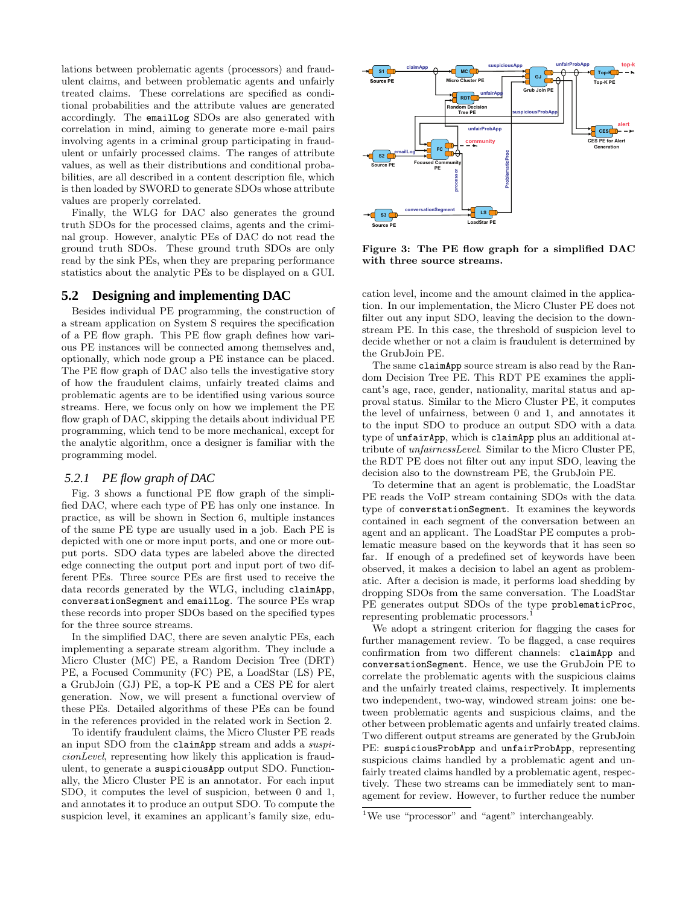lations between problematic agents (processors) and fraudulent claims, and between problematic agents and unfairly treated claims. These correlations are specified as conditional probabilities and the attribute values are generated accordingly. The emailLog SDOs are also generated with correlation in mind, aiming to generate more e-mail pairs involving agents in a criminal group participating in fraudulent or unfairly processed claims. The ranges of attribute values, as well as their distributions and conditional probabilities, are all described in a content description file, which is then loaded by SWORD to generate SDOs whose attribute values are properly correlated.

Finally, the WLG for DAC also generates the ground truth SDOs for the processed claims, agents and the criminal group. However, analytic PEs of DAC do not read the ground truth SDOs. These ground truth SDOs are only read by the sink PEs, when they are preparing performance statistics about the analytic PEs to be displayed on a GUI.

## 5.2 Designing and implementing DAC

Besides individual PE programming, the construction of a stream application on System S requires the specification of a PE flow graph. This PE flow graph defines how various PE instances will be connected among themselves and, optionally, which node group a PE instance can be placed. The PE flow graph of DAC also tells the investigative story of how the fraudulent claims, unfairly treated claims and problematic agents are to be identified using various source streams. Here, we focus only on how we implement the PE flow graph of DAC, skipping the details about individual PE programming, which tend to be more mechanical, except for the analytic algorithm, once a designer is familiar with the programming model.

### 5.2.1 PE flow graph of DAC

Fig. 3 shows a functional PE flow graph of the simplified DAC, where each type of PE has only one instance. In practice, as will be shown in Section 6, multiple instances of the same PE type are usually used in a job. Each PE is depicted with one or more input ports, and one or more output ports. SDO data types are labeled above the directed edge connecting the output port and input port of two different PEs. Three source PEs are first used to receive the data records generated by the WLG, including claimApp, conversationSegment and emailLog. The source PEs wrap these records into proper SDOs based on the specified types for the three source streams.

In the simplified DAC, there are seven analytic PEs, each implementing a separate stream algorithm. They include a Micro Cluster (MC) PE, a Random Decision Tree (DRT) PE, a Focused Community (FC) PE, a LoadStar (LS) PE, a GrubJoin (GJ) PE, a top-K PE and a CES PE for alert generation. Now, we will present a functional overview of these PEs. Detailed algorithms of these PEs can be found in the references provided in the related work in Section 2.

To identify fraudulent claims, the Micro Cluster PE reads an input SDO from the claimApp stream and adds a *suspicionLevel*, representing how likely this application is fraudulent, to generate a suspiciousApp output SDO. Functionally, the Micro Cluster PE is an annotator. For each input SDO, it computes the level of suspicion, between 0 and 1, and annotates it to produce an output SDO. To compute the suspicion level, it examines an applicant's family size, education level, income and the amount claimed in the application. In our implementation, the Micro Cluster PE does not filter out any input SDO, leaving the decision to the downstream PE. In this case, the threshold of suspicion level to decide whether or not a claim is fraudulent is determined by the GrubJoin PE.

The same claimApp source stream is also read by the Random Decision Tree PE. This RDT PE examines the applicant's age, race, gender, nationality, marital status and approval status. Similar to the Micro Cluster PE, it computes the level of unfairness, between 0 and 1, and annotates it to the input SDO to produce an output SDO with a data type of unfairApp, which is claimApp plus an additional attribute of *unfairnessLevel*. Similar to the Micro Cluster PE, the RDT PE does not filter out any input SDO, leaving the decision also to the downstream PE, the GrubJoin PE.

To determine that an agent is problematic, the LoadStar PE reads the VoIP stream containing SDOs with the data type of conversationSegment. It examines the keywords contained in each segment of the conversation between an agent and an applicant. The LoadStar PE computes a problematic measure based on the keywords that it has seen so far. If enough of a predefined set of keywords have been observed, it makes a decision to label an agent as problematic. After a decision is made, it performs load shedding by dropping SDOs from the same conversation. The LoadStar PE generates output SDOs of the type problematicProc, representing problematic processors.[1]

We adopt a stringent criterion for flagging the cases for further management review. To be flagged, a case requires confirmation from two different channels: claimApp and conversationSegment. Hence, we use the GrubJoin PE to correlate the problematic agents with the suspicious claims and the unfairly treated claims, respectively. It implements two independent, two-way, windowed stream joins: one between problematic agents and suspicious claims, and the other between problematic agents and unfairly treated claims. Two different output streams are generated by the GrubJoin PE: suspiciousProbApp and unfairProbApp, representing suspicious claims handled by a problematic agent and unfairly treated claims handled by a problematic agent, respectively. These two streams can be immediately sent to management for review. However, to further reduce the number

Figure 3: The PE flow graph for a simplified DAC with three source streams.

[1]We use "processor" and "agent" interchangeably.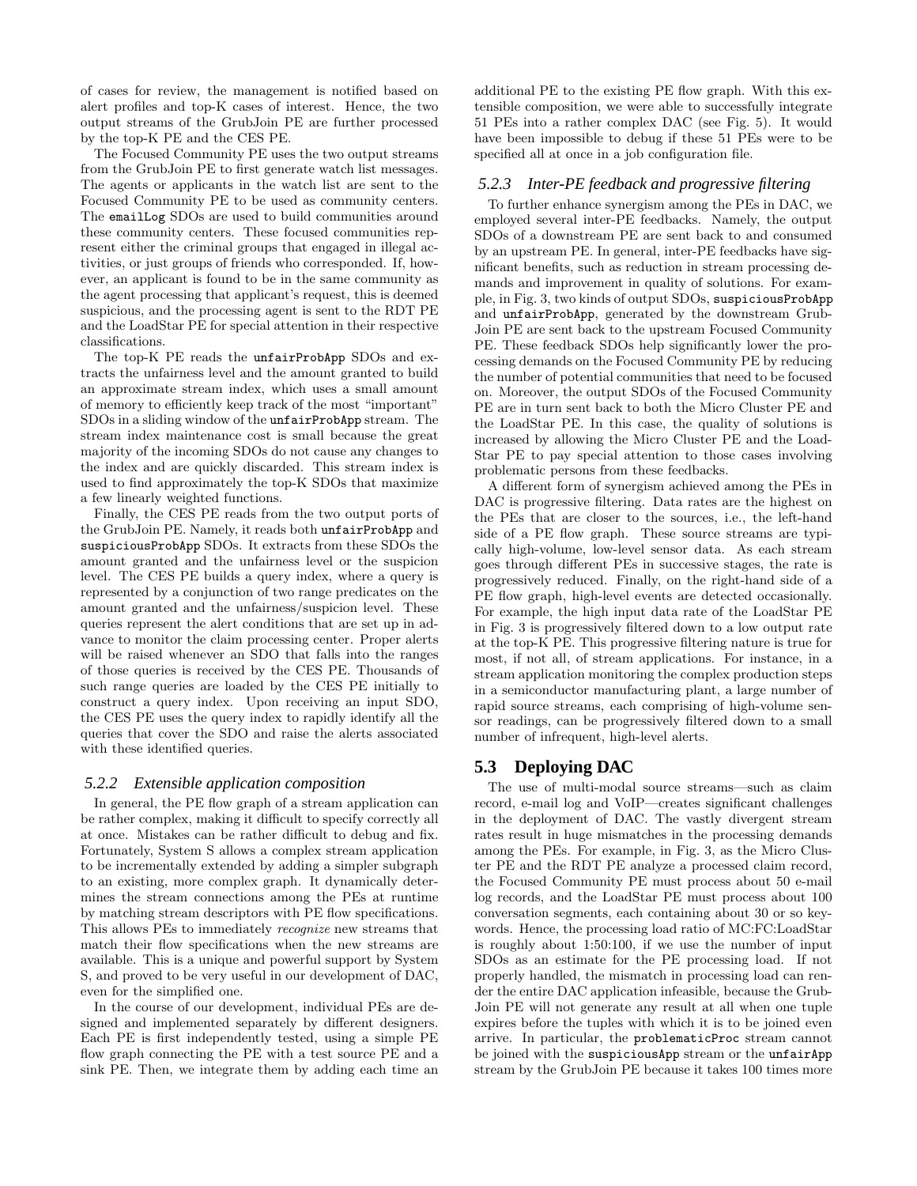of cases for review, the management is notified based on alert profiles and top-K cases of interest. Hence, the two output streams of the GrubJoin PE are further processed by the top-K PE and the CES PE.

The Focused Community PE uses the two output streams from the GrubJoin PE to first generate watch list messages. The agents or applicants in the watch list are sent to the Focused Community PE to be used as community centers. The `emailLog` SDOs are used to build communities around these community centers. These focused communities represent either the criminal groups that engaged in illegal activities, or just groups of friends who corresponded. If, however, an applicant is found to be in the same community as the agent processing that applicant's request, this is deemed suspicious, and the processing agent is sent to the RDT PE and the LoadStar PE for special attention in their respective classifications.

The top-K PE reads the `unfairProbApp` SDOs and extracts the unfairness level and the amount granted to build an approximate stream index, which uses a small amount of memory to efficiently keep track of the most "important" SDOs in a sliding window of the `unfairProbApp` stream. The stream index maintenance cost is small because the great majority of the incoming SDOs do not cause any changes to the index and are quickly discarded. This stream index is used to find approximately the top-K SDOs that maximize a few linearly weighted functions.

Finally, the CES PE reads from the two output ports of the GrubJoin PE. Namely, it reads both `unfairProbApp` and `suspiciousProbApp` SDOs. It extracts from these SDOs the amount granted and the unfairness level or the suspicion level. The CES PE builds a query index, where a query is represented by a conjunction of two range predicates on the amount granted and the unfairness/suspicion level. These queries represent the alert conditions that are set up in advance to monitor the claim processing center. Proper alerts will be raised whenever an SDO that falls into the ranges of those queries is received by the CES PE. Thousands of such range queries are loaded by the CES PE initially to construct a query index. Upon receiving an input SDO, the CES PE uses the query index to rapidly identify all the queries that cover the SDO and raise the alerts associated with these identified queries.

#### 5.2.2 Extensible application composition

In general, the PE flow graph of a stream application can be rather complex, making it difficult to specify correctly all at once. Mistakes can be rather difficult to debug and fix. Fortunately, System S allows a complex stream application to be incrementally extended by adding a simpler subgraph to an existing, more complex graph. It dynamically determines the stream connections among the PEs at runtime by matching stream descriptors with PE flow specifications. This allows PEs to immediately *recognize* new streams that match their flow specifications when the new streams are available. This is a unique and powerful support by System S, and proved to be very useful in our development of DAC, even for the simplified one.

In the course of our development, individual PEs are designed and implemented separately by different designers. Each PE is first independently tested, using a simple PE flow graph connecting the PE with a test source PE and a sink PE. Then, we integrate them by adding each time an additional PE to the existing PE flow graph. With this extensible composition, we were able to successfully integrate 51 PEs into a rather complex DAC (see Fig. 5). It would have been impossible to debug if these 51 PEs were to be specified all at once in a job configuration file.

#### 5.2.3 Inter-PE feedback and progressive filtering

To further enhance synergism among the PEs in DAC, we employed several inter-PE feedbacks. Namely, the output SDOs of a downstream PE are sent back to and consumed by an upstream PE. In general, inter-PE feedbacks have significant benefits, such as reduction in stream processing demands and improvement in quality of solutions. For example, in Fig. 3, two kinds of output SDOs, `suspiciousProbApp` and `unfairProbApp`, generated by the downstream GrubJoin PE are sent back to the upstream Focused Community PE. These feedback SDOs help significantly lower the processing demands on the Focused Community PE by reducing the number of potential communities that need to be focused on. Moreover, the output SDOs of the Focused Community PE are in turn sent back to both the Micro Cluster PE and the LoadStar PE. In this case, the quality of solutions is increased by allowing the Micro Cluster PE and the LoadStar PE to pay special attention to those cases involving problematic persons from these feedbacks.

A different form of synergism achieved among the PEs in DAC is progressive filtering. Data rates are the highest on the PEs that are closer to the sources, i.e., the left-hand side of a PE flow graph. These source streams are typically high-volume, low-level sensor data. As each stream goes through different PEs in successive stages, the rate is progressively reduced. Finally, on the right-hand side of a PE flow graph, high-level events are detected occasionally. For example, the high input data rate of the LoadStar PE in Fig. 3 is progressively filtered down to a low output rate at the top-K PE. This progressive filtering nature is true for most, if not all, of stream applications. For instance, in a stream application monitoring the complex production steps in a semiconductor manufacturing plant, a large number of rapid source streams, each comprising of high-volume sensor readings, can be progressively filtered down to a small number of infrequent, high-level alerts.

### 5.3 Deploying DAC

The use of multi-modal source streams—such as claim record, e-mail log and VoIP—creates significant challenges in the deployment of DAC. The vastly divergent stream rates result in huge mismatches in the processing demands among the PEs. For example, in Fig. 3, as the Micro Cluster PE and the RDT PE analyze a processed claim record, the Focused Community PE must process about 50 e-mail log records, and the LoadStar PE must process about 100 conversation segments, each containing about 30 or so keywords. Hence, the processing load ratio of MC:FC:LoadStar is roughly about 1:50:100, if we use the number of input SDOs as an estimate for the PE processing load. If not properly handled, the mismatch in processing load can render the entire DAC application infeasible, because the GrubJoin PE will not generate any result at all when one tuple expires before the tuples with which it is to be joined even arrive. In particular, the `problematicProc` stream cannot be joined with the `suspiciousApp` stream or the `unfairApp` stream by the GrubJoin PE because it takes 100 times more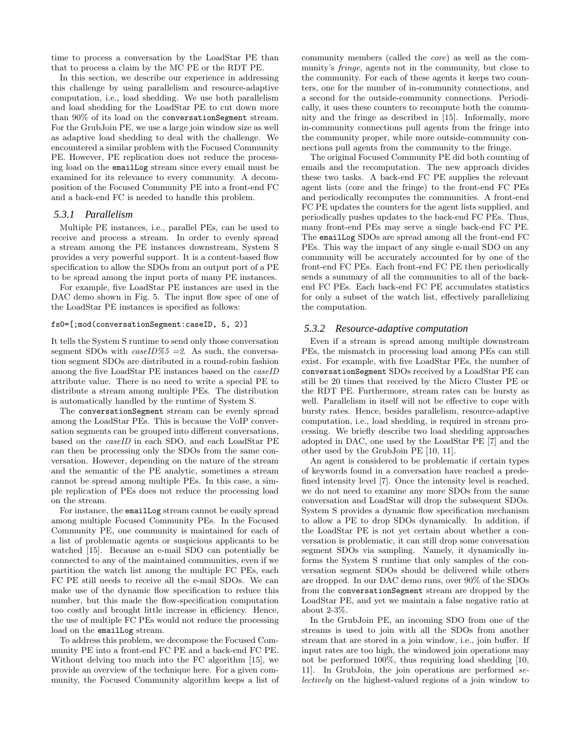time to process a conversation by the LoadStar PE than that to process a claim by the MC PE or the RDT PE.

In this section, we describe our experience in addressing this challenge by using parallelism and resource-adaptive computation, i.e., load shedding. We use both parallelism and load shedding for the LoadStar PE to cut down more than 90% of its load on the `conversationSegment` stream. For the GrubJoin PE, we use a large join window size as well as adaptive load shedding to deal with the challenge. We encountered a similar problem with the Focused Community PE. However, PE replication does not reduce the processing load on the `emailLog` stream since every email must be examined for its relevance to every community. A decomposition of the Focused Community PE into a front-end FC and a back-end FC is needed to handle this problem.

### 5.3.1 Parallelism

Multiple PE instances, i.e., parallel PEs, can be used to receive and process a stream. In order to evenly spread a stream among the PE instances downstream, System S provides a very powerful support. It is a content-based flow specification to allow the SDOs from an output port of a PE to be spread among the input ports of many PE instances.

For example, five LoadStar PE instances are used in the DAC demo shown in Fig. 5. The input flow spec of one of the LoadStar PE instances is specified as follows:

```
fs0=[;mod(conversationSegment:caseID, 5, 2)]
```

It tells the System S runtime to send only those conversation segment SDOs with *caseID%5 =2*. As such, the conversation segment SDOs are distributed in a round-robin fashion among the five LoadStar PE instances based on the *caseID* attribute value. There is no need to write a special PE to distribute a stream among multiple PEs. The distribution is automatically handled by the runtime of System S.

The `conversationSegment` stream can be evenly spread among the LoadStar PEs. This is because the VoIP conversation segments can be grouped into different conversations, based on the *caseID* in each SDO, and each LoadStar PE can then be processing only the SDOs from the same conversation. However, depending on the nature of the stream and the semantic of the PE analytic, sometimes a stream cannot be spread among multiple PEs. In this case, a simple replication of PEs does not reduce the processing load on the stream.

For instance, the `emailLog` stream cannot be easily spread among multiple Focused Community PEs. In the Focused Community PE, one community is maintained for each of a list of problematic agents or suspicious applicants to be watched [15]. Because an e-mail SDO can potentially be connected to any of the maintained communities, even if we partition the watch list among the multiple FC PEs, each FC PE still needs to receive all the e-mail SDOs. We can make use of the dynamic flow specification to reduce this number, but this made the flow-specification computation too costly and brought little increase in efficiency. Hence, the use of multiple FC PEs would not reduce the processing load on the `emailLog` stream.

To address this problem, we decompose the Focused Community PE into a front-end FC PE and a back-end FC PE. Without delving too much into the FC algorithm [15], we provide an overview of the technique here. For a given community, the Focused Community algorithm keeps a list of community members (called the *core*) as well as the community's *fringe*, agents not in the community, but close to the community. For each of these agents it keeps two counters, one for the number of in-community connections, and a second for the outside-community connections. Periodically, it uses these counters to recompute both the community and the fringe as described in [15]. Informally, more in-community connections pull agents from the fringe into the community proper, while more outside-community connections pull agents from the community to the fringe.

The original Focused Community PE did both counting of emails and the recomputation. The new approach divides these two tasks. A back-end FC PE supplies the relevant agent lists (core and the fringe) to the front-end FC PEs and periodically recomputes the communities. A front-end FC PE updates the counters for the agent lists supplied, and periodically pushes updates to the back-end FC PEs. Thus, many front-end PEs may serve a single back-end FC PE. The `emailLog` SDOs are spread among all the front-end FC PEs. This way the impact of any single e-mail SDO on any community will be accurately accounted for by one of the front-end FC PEs. Each front-end FC PE then periodically sends a summary of all the communities to all of the back-end FC PEs. Each back-end FC PE accumulates statistics for only a subset of the watch list, effectively parallelizing the computation.

### 5.3.2 Resource-adaptive computation

Even if a stream is spread among multiple downstream PEs, the mismatch in processing load among PEs can still exist. For example, with five LoadStar PEs, the number of `conversationSegment` SDOs received by a LoadStar PE can still be 20 times that received by the Micro Cluster PE or the RDT PE. Furthermore, stream rates can be bursty as well. Parallelism in itself will not be effective to cope with bursty rates. Hence, besides parallelism, resource-adaptive computation, i.e., load shedding, is required in stream processing. We briefly describe two load shedding approaches adopted in DAC, one used by the LoadStar PE [7] and the other used by the GrubJoin PE [10, 11].

An agent is considered to be problematic if certain types of keywords found in a conversation have reached a predefined intensity level [7]. Once the intensity level is reached, we do not need to examine any more SDOs from the same conversation and LoadStar will drop the subsequent SDOs. System S provides a dynamic flow specification mechanism to allow a PE to drop SDOs dynamically. In addition, if the LoadStar PE is not yet certain about whether a conversation is problematic, it can still drop some conversation segment SDOs via sampling. Namely, it dynamically informs the System S runtime that only samples of the conversation segment SDOs should be delivered while others are dropped. In our DAC demo runs, over 90% of the SDOs from the `conversationSegment` stream are dropped by the LoadStar PE, and yet we maintain a false negative ratio at about 2-3%.

In the GrubJoin PE, an incoming SDO from one of the streams is used to join with all the SDOs from another stream that are stored in a join window, i.e., join buffer. If input rates are too high, the windowed join operations may not be performed 100%, thus requiring load shedding [10, 11]. In GrubJoin, the join operations are performed *selectively* on the highest-valued regions of a join window to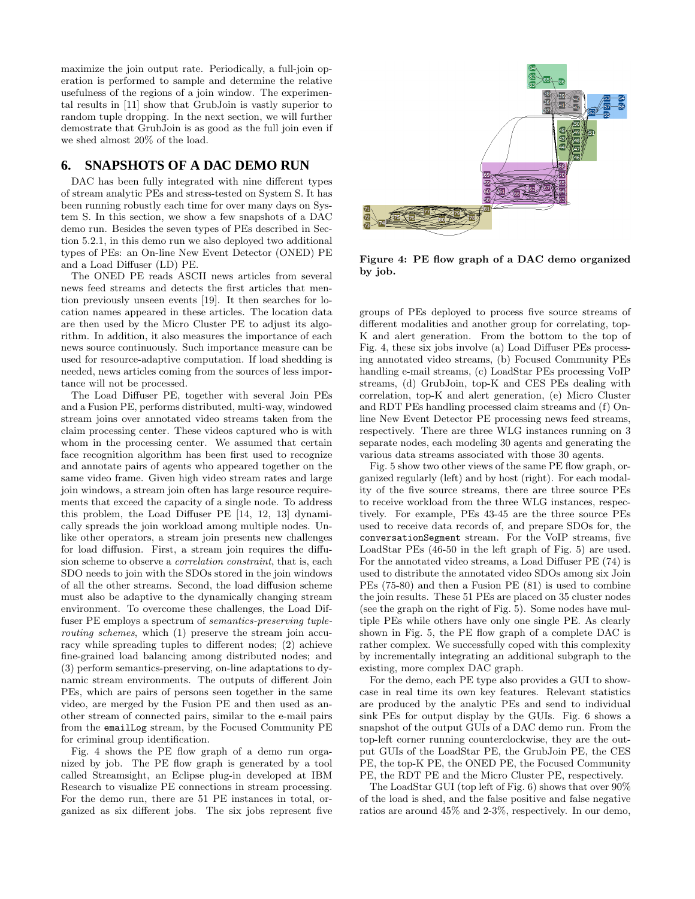maximize the join output rate. Periodically, a full-join operation is performed to sample and determine the relative usefulness of the regions of a join window. The experimental results in [11] show that GrubJoin is vastly superior to random tuple dropping. In the next section, we will further demostrate that GrubJoin is as good as the full join even if we shed almost 20% of the load.

## 6. SNAPSHOTS OF A DAC DEMO RUN

DAC has been fully integrated with nine different types of stream analytic PEs and stress-tested on System S. It has been running robustly each time for over many days on System S. In this section, we show a few snapshots of a DAC demo run. Besides the seven types of PEs described in Section 5.2.1, in this demo run we also deployed two additional types of PEs: an On-line New Event Detector (ONED) PE and a Load Diffuser (LD) PE.

The ONED PE reads ASCII news articles from several news feed streams and detects the first articles that mention previously unseen events [19]. It then searches for location names appeared in these articles. The location data are then used by the Micro Cluster PE to adjust its algorithm. In addition, it also measures the importance of each news source continuously. Such importance measure can be used for resource-adaptive computation. If load shedding is needed, news articles coming from the sources of less importance will not be processed.

The Load Diffuser PE, together with several Join PEs and a Fusion PE, performs distributed, multi-way, windowed stream joins over annotated video streams taken from the claim processing center. These videos captured who is with whom in the processing center. We assumed that certain face recognition algorithm has been first used to recognize and annotate pairs of agents who appeared together on the same video frame. Given high video stream rates and large join windows, a stream join often has large resource requirements that exceed the capacity of a single node. To address this problem, the Load Diffuser PE [14, 12, 13] dynamically spreads the join workload among multiple nodes. Unlike other operators, a stream join presents new challenges for load diffusion. First, a stream join requires the diffusion scheme to observe a *correlation constraint*, that is, each SDO needs to join with the SDOs stored in the join windows of all the other streams. Second, the load diffusion scheme must also be adaptive to the dynamically changing stream environment. To overcome these challenges, the Load Diffuser PE employs a spectrum of *semantics-preserving tuple-routing schemes*, which (1) preserve the stream join accuracy while spreading tuples to different nodes; (2) achieve fine-grained load balancing among distributed nodes; and (3) perform semantics-preserving, on-line adaptations to dynamic stream environments. The outputs of different Join PEs, which are pairs of persons seen together in the same video, are merged by the Fusion PE and then used as another stream of connected pairs, similar to the e-mail pairs from the `emailLog` stream, by the Focused Community PE for criminal group identification.

Fig. 4 shows the PE flow graph of a demo run organized by job. The PE flow graph is generated by a tool called Streamsight, an Eclipse plug-in developed at IBM Research to visualize PE connections in stream processing. For the demo run, there are 51 PE instances in total, organized as six different jobs. The six jobs represent five groups of PEs deployed to process five source streams of different modalities and another group for correlating, top-K and alert generation. From the bottom to the top of Fig. 4, these six jobs involve (a) Load Diffuser PEs processing annotated video streams, (b) Focused Community PEs handling e-mail streams, (c) LoadStar PEs processing VoIP streams, (d) GrubJoin, top-K and CES PEs dealing with correlation, top-K and alert generation, (e) Micro Cluster and RDT PEs handling processed claim streams and (f) On-line New Event Detector PE processing news feed streams, respectively. There are three WLG instances running on 3 separate nodes, each modeling 30 agents and generating the various data streams associated with those 30 agents.

**Figure 4: PE flow graph of a DAC demo organized by job.**

Fig. 5 show two other views of the same PE flow graph, organized regularly (left) and by host (right). For each modality of the five source streams, there are three source PEs to receive workload from the three WLG instances, respectively. For example, PEs 43-45 are the three source PEs used to receive data records of, and prepare SDOs for, the `conversationSegment` stream. For the VoIP streams, five LoadStar PEs (46-50 in the left graph of Fig. 5) are used. For the annotated video streams, a Load Diffuser PE (74) is used to distribute the annotated video SDOs among six Join PEs (75-80) and then a Fusion PE (81) is used to combine the join results. These 51 PEs are placed on 35 cluster nodes (see the graph on the right of Fig. 5). Some nodes have multiple PEs while others have only one single PE. As clearly shown in Fig. 5, the PE flow graph of a complete DAC is rather complex. We successfully coped with this complexity by incrementally integrating an additional subgraph to the existing, more complex DAC graph.

For the demo, each PE type also provides a GUI to showcase in real time its own key features. Relevant statistics are produced by the analytic PEs and send to individual sink PEs for output display by the GUIs. Fig. 6 shows a snapshot of the output GUIs of a DAC demo run. From the top-left corner running counterclockwise, they are the output GUIs of the LoadStar PE, the GrubJoin PE, the CES PE, the top-K PE, the ONED PE, the Focused Community PE, the RDT PE and the Micro Cluster PE, respectively.

The LoadStar GUI (top left of Fig. 6) shows that over 90% of the load is shed, and the false positive and false negative ratios are around 45% and 2-3%, respectively. In our demo,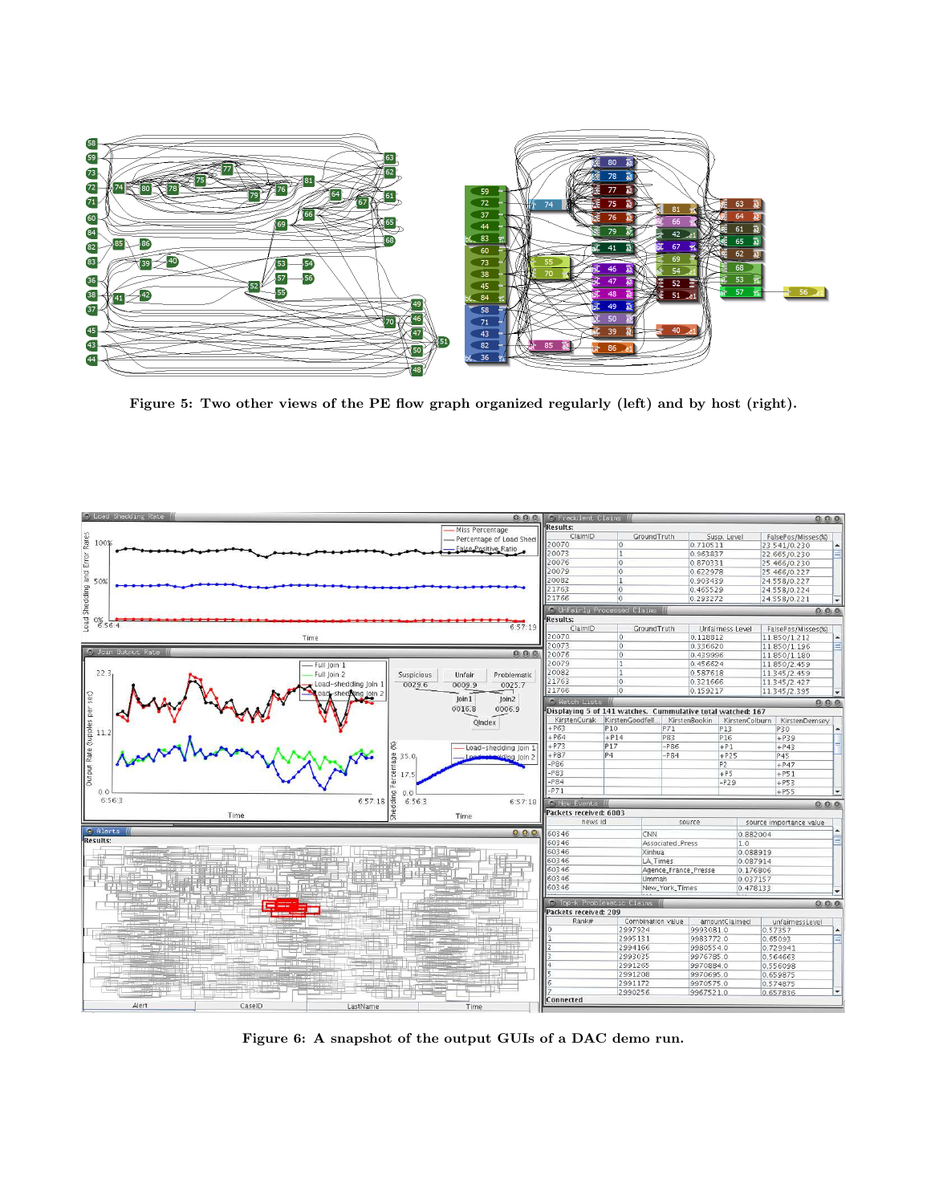Figure 5: Two other views of the PE flow graph organized regularly (left) and by host (right).

Figure 6: A snapshot of the output GUIs of a DAC demo run.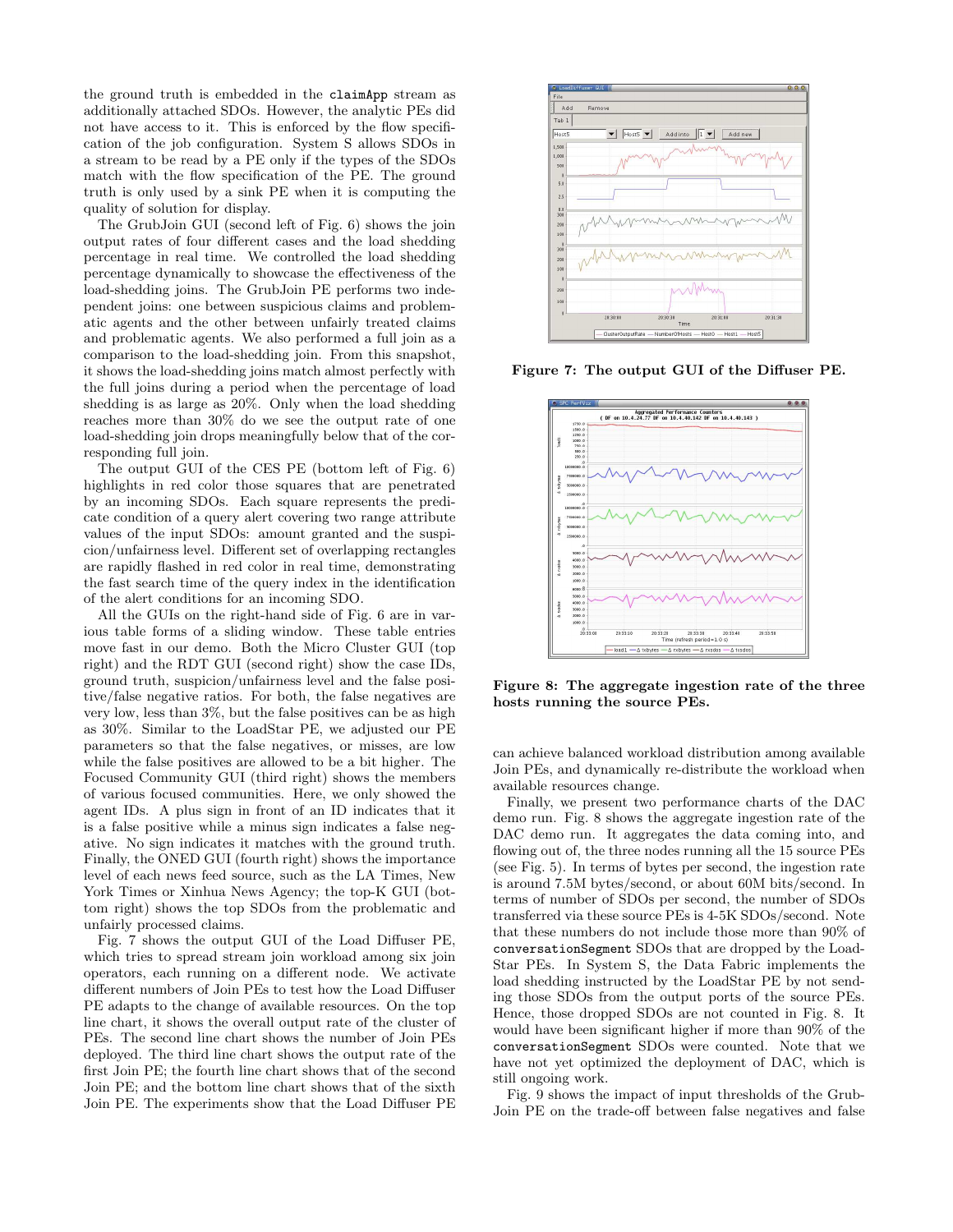the ground truth is embedded in the `claimApp` stream as additionally attached SDOs. However, the analytic PEs did not have access to it. This is enforced by the flow specification of the job configuration. System S allows SDOs in a stream to be read by a PE only if the types of the SDOs match with the flow specification of the PE. The ground truth is only used by a sink PE when it is computing the quality of solution for display.

The GrubJoin GUI (second left of Fig. 6) shows the join output rates of four different cases and the load shedding percentage in real time. We controlled the load shedding percentage dynamically to showcase the effectiveness of the load-shedding joins. The GrubJoin PE performs two independent joins: one between suspicious claims and problematic agents and the other between unfairly treated claims and problematic agents. We also performed a full join as a comparison to the load-shedding join. From this snapshot, it shows the load-shedding joins match almost perfectly with the full joins during a period when the percentage of load shedding is as large as 20%. Only when the load shedding reaches more than 30% do we see the output rate of one load-shedding join drops meaningfully below that of the corresponding full join.

The output GUI of the CES PE (bottom left of Fig. 6) highlights in red color those squares that are penetrated by an incoming SDOs. Each square represents the predicate condition of a query alert covering two range attribute values of the input SDOs: amount granted and the suspicion/unfairness level. Different set of overlapping rectangles are rapidly flashed in red color in real time, demonstrating the fast search time of the query index in the identification of the alert conditions for an incoming SDO.

All the GUIs on the right-hand side of Fig. 6 are in various table forms of a sliding window. These table entries move fast in our demo. Both the Micro Cluster GUI (top right) and the RDT GUI (second right) show the case IDs, ground truth, suspicion/unfairness level and the false positive/false negative ratios. For both, the false negatives are very low, less than 3%, but the false positives can be as high as 30%. Similar to the LoadStar PE, we adjusted our PE parameters so that the false negatives, or misses, are low while the false positives are allowed to be a bit higher. The Focused Community GUI (third right) shows the members of various focused communities. Here, we only showed the agent IDs. A plus sign in front of an ID indicates that it is a false positive while a minus sign indicates a false negative. No sign indicates it matches with the ground truth. Finally, the ONED GUI (fourth right) shows the importance level of each news feed source, such as the LA Times, New York Times or Xinhua News Agency; the top-K GUI (bottom right) shows the top SDOs from the problematic and unfairly processed claims.

Fig. 7 shows the output GUI of the Load Diffuser PE, which tries to spread stream join workload among six join operators, each running on a different node. We activate different numbers of Join PEs to test how the Load Diffuser PE adapts to the change of available resources. On the top line chart, it shows the overall output rate of the cluster of PEs. The second line chart shows the number of Join PEs deployed. The third line chart shows the output rate of the first Join PE; the fourth line chart shows that of the second Join PE; and the bottom line chart shows that of the sixth Join PE. The experiments show that the Load Diffuser PE can achieve balanced workload distribution among available Join PEs, and dynamically re-distribute the workload when available resources change.

**Figure 7: The output GUI of the Diffuser PE.**

**Figure 8: The aggregate ingestion rate of the three hosts running the source PEs.**

Finally, we present two performance charts of the DAC demo run. Fig. 8 shows the aggregate ingestion rate of the DAC demo run. It aggregates the data coming into, and flowing out of, the three nodes running all the 15 source PEs (see Fig. 5). In terms of bytes per second, the ingestion rate is around 7.5M bytes/second, or about 60M bits/second. In terms of number of SDOs per second, the number of SDOs transferred via these source PEs is 4-5K SDOs/second. Note that these numbers do not include those more than 90% of `conversationSegment` SDOs that are dropped by the LoadStar PEs. In System S, the Data Fabric implements the load shedding instructed by the LoadStar PE by not sending those SDOs from the output ports of the source PEs. Hence, those dropped SDOs are not counted in Fig. 8. It would have been significant higher if more than 90% of the `conversationSegment` SDOs were counted. Note that we have not yet optimized the deployment of DAC, which is still ongoing work.

Fig. 9 shows the impact of input thresholds of the GrubJoin PE on the trade-off between false negatives and false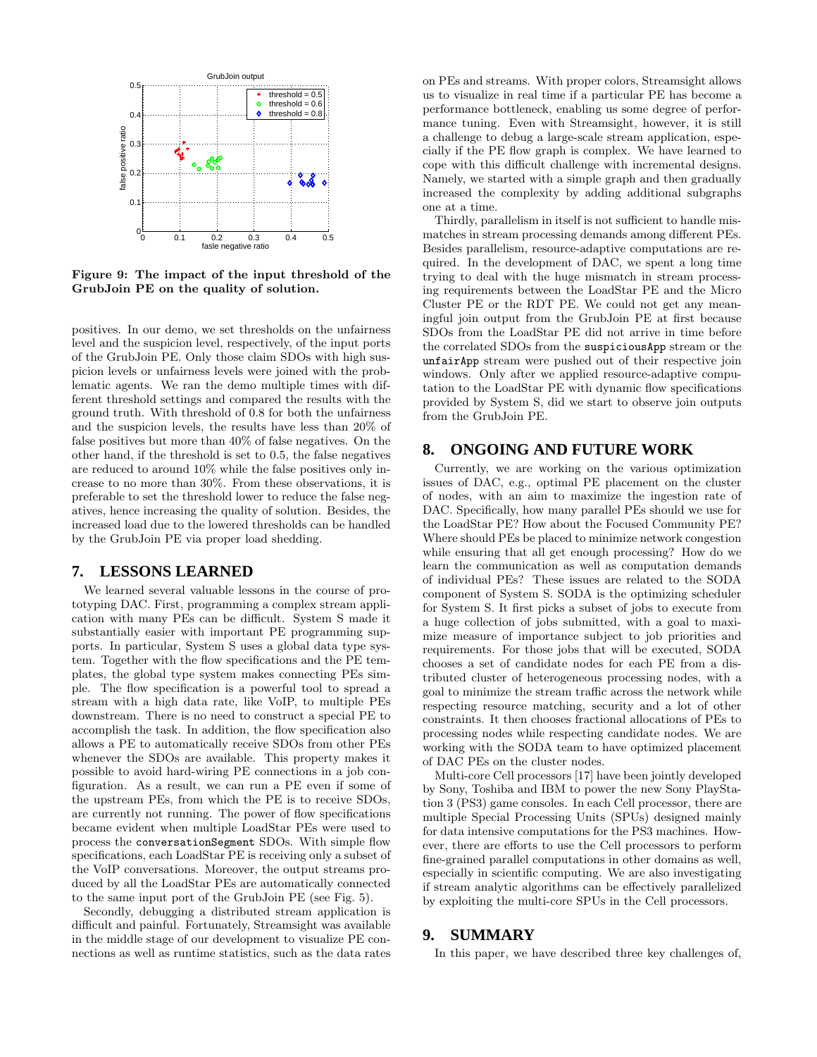Figure 9: The impact of the input threshold of the GrubJoin PE on the quality of solution.

positives. In our demo, we set thresholds on the unfairness level and the suspicion level, respectively, of the input ports of the GrubJoin PE. Only those claim SDOs with high suspicion levels or unfairness levels were joined with the problematic agents. We ran the demo multiple times with different threshold settings and compared the results with the ground truth. With threshold of 0.8 for both the unfairness and the suspicion levels, the results have less than 20% of false positives but more than 40% of false negatives. On the other hand, if the threshold is set to 0.5, the false negatives are reduced to around 10% while the false positives only increase to no more than 30%. From these observations, it is preferable to set the threshold lower to reduce the false negatives, hence increasing the quality of solution. Besides, the increased load due to the lowered thresholds can be handled by the GrubJoin PE via proper load shedding.

## 7. LESSONS LEARNED

We learned several valuable lessons in the course of prototyping DAC. First, programming a complex stream application with many PEs can be difficult. System S made it substantially easier with important PE programming supports. In particular, System S uses a global data type system. Together with the flow specifications and the PE templates, the global type system makes connecting PEs simple. The flow specification is a powerful tool to spread a stream with a high data rate, like VoIP, to multiple PEs downstream. There is no need to construct a special PE to accomplish the task. In addition, the flow specification also allows a PE to automatically receive SDOs from other PEs whenever the SDOs are available. This property makes it possible to avoid hard-wiring PE connections in a job configuration. As a result, we can run a PE even if some of the upstream PEs, from which the PE is to receive SDOs, are currently not running. The power of flow specifications became evident when multiple LoadStar PEs were used to process the `conversationSegment` SDOs. With simple flow specifications, each LoadStar PE is receiving only a subset of the VoIP conversations. Moreover, the output streams produced by all the LoadStar PEs are automatically connected to the same input port of the GrubJoin PE (see Fig. 5).

Secondly, debugging a distributed stream application is difficult and painful. Fortunately, Streamsight was available in the middle stage of our development to visualize PE connections as well as runtime statistics, such as the data rates on PEs and streams. With proper colors, Streamsight allows us to visualize in real time if a particular PE has become a performance bottleneck, enabling us some degree of performance tuning. Even with Streamsight, however, it is still a challenge to debug a large-scale stream application, especially if the PE flow graph is complex. We have learned to cope with this difficult challenge with incremental designs. Namely, we started with a simple graph and then gradually increased the complexity by adding additional subgraphs one at a time.

Thirdly, parallelism in itself is not sufficient to handle mismatches in stream processing demands among different PEs. Besides parallelism, resource-adaptive computations are required. In the development of DAC, we spent a long time trying to deal with the huge mismatch in stream processing requirements between the LoadStar PE and the Micro Cluster PE or the RDT PE. We could not get any meaningful join output from the GrubJoin PE at first because SDOs from the LoadStar PE did not arrive in time before the correlated SDOs from the `suspiciousApp` stream or the `unfairApp` stream were pushed out of their respective join windows. Only after we applied resource-adaptive computation to the LoadStar PE with dynamic flow specifications provided by System S, did we start to observe join outputs from the GrubJoin PE.

## 8. ONGOING AND FUTURE WORK

Currently, we are working on the various optimization issues of DAC, e.g., optimal PE placement on the cluster of nodes, with an aim to maximize the ingestion rate of DAC. Specifically, how many parallel PEs should we use for the LoadStar PE? How about the Focused Community PE? Where should PEs be placed to minimize network congestion while ensuring that all get enough processing? How do we learn the communication as well as computation demands of individual PEs? These issues are related to the SODA component of System S. SODA is the optimizing scheduler for System S. It first picks a subset of jobs to execute from a huge collection of jobs submitted, with a goal to maximize measure of importance subject to job priorities and requirements. For those jobs that will be executed, SODA chooses a set of candidate nodes for each PE from a distributed cluster of heterogeneous processing nodes, with a goal to minimize the stream traffic across the network while respecting resource matching, security and a lot of other constraints. It then chooses fractional allocations of PEs to processing nodes while respecting candidate nodes. We are working with the SODA team to have optimized placement of DAC PEs on the cluster nodes.

Multi-core Cell processors [17] have been jointly developed by Sony, Toshiba and IBM to power the new Sony PlayStation 3 (PS3) game consoles. In each Cell processor, there are multiple Special Processing Units (SPUs) designed mainly for data intensive computations for the PS3 machines. However, there are efforts to use the Cell processors to perform fine-grained parallel computations in other domains as well, especially in scientific computing. We are also investigating if stream analytic algorithms can be effectively parallelized by exploiting the multi-core SPUs in the Cell processors.

## 9. SUMMARY

In this paper, we have described three key challenges of,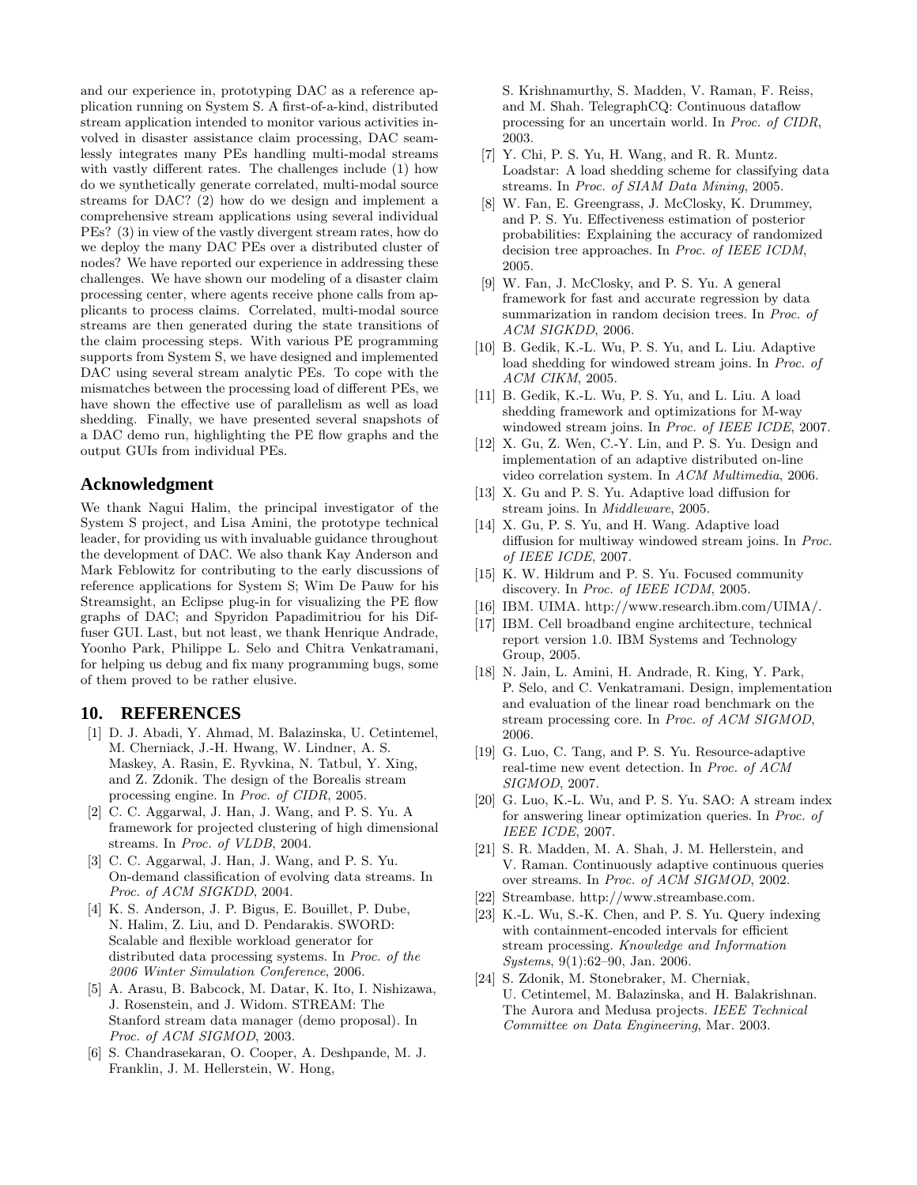and our experience in, prototyping DAC as a reference application running on System S. A first-of-a-kind, distributed stream application intended to monitor various activities involved in disaster assistance claim processing, DAC seamlessly integrates many PEs handling multi-modal streams with vastly different rates. The challenges include (1) how do we synthetically generate correlated, multi-modal source streams for DAC? (2) how do we design and implement a comprehensive stream applications using several individual PEs? (3) in view of the vastly divergent stream rates, how do we deploy the many DAC PEs over a distributed cluster of nodes? We have reported our experience in addressing these challenges. We have shown our modeling of a disaster claim processing center, where agents receive phone calls from applicants to process claims. Correlated, multi-modal source streams are then generated during the state transitions of the claim processing steps. With various PE programming supports from System S, we have designed and implemented DAC using several stream analytic PEs. To cope with the mismatches between the processing load of different PEs, we have shown the effective use of parallelism as well as load shedding. Finally, we have presented several snapshots of a DAC demo run, highlighting the PE flow graphs and the output GUIs from individual PEs.

## Acknowledgment

We thank Nagui Halim, the principal investigator of the System S project, and Lisa Amini, the prototype technical leader, for providing us with invaluable guidance throughout the development of DAC. We also thank Kay Anderson and Mark Feblowitz for contributing to the early discussions of reference applications for System S; Wim De Pauw for his Streamsight, an Eclipse plug-in for visualizing the PE flow graphs of DAC; and Spyridon Papadimitriou for his Diffuser GUI. Last, but not least, we thank Henrique Andrade, Yoonho Park, Philippe L. Selo and Chitra Venkatramani, for helping us debug and fix many programming bugs, some of them proved to be rather elusive.

## 10. REFERENCES

[1] D. J. Abadi, Y. Ahmad, M. Balazinska, U. Cetintemel, M. Cherniack, J.-H. Hwang, W. Lindner, A. S. Maskey, A. Rasin, E. Ryvkina, N. Tatbul, Y. Xing, and Z. Zdonik. The design of the Borealis stream processing engine. In *Proc. of CIDR*, 2005.

[2] C. C. Aggarwal, J. Han, J. Wang, and P. S. Yu. A framework for projected clustering of high dimensional streams. In *Proc. of VLDB*, 2004.

[3] C. C. Aggarwal, J. Han, J. Wang, and P. S. Yu. On-demand classification of evolving data streams. In *Proc. of ACM SIGKDD*, 2004.

[4] K. S. Anderson, J. P. Bigus, E. Bouillet, P. Dube, N. Halim, Z. Liu, and D. Pendarakis. SWORD: Scalable and flexible workload generator for distributed data processing systems. In *Proc. of the 2006 Winter Simulation Conference*, 2006.

[5] A. Arasu, B. Babcock, M. Datar, K. Ito, I. Nishizawa, J. Rosenstein, and J. Widom. STREAM: The Stanford stream data manager (demo proposal). In *Proc. of ACM SIGMOD*, 2003.

[6] S. Chandrasekaran, O. Cooper, A. Deshpande, M. J. Franklin, J. M. Hellerstein, W. Hong, S. Krishnamurthy, S. Madden, V. Raman, F. Reiss, and M. Shah. TelegraphCQ: Continuous dataflow processing for an uncertain world. In *Proc. of CIDR*, 2003.

[7] Y. Chi, P. S. Yu, H. Wang, and R. R. Muntz. Loadstar: A load shedding scheme for classifying data streams. In *Proc. of SIAM Data Mining*, 2005.

[8] W. Fan, E. Greengrass, J. McClosky, K. Drummey, and P. S. Yu. Effectiveness estimation of posterior probabilities: Explaining the accuracy of randomized decision tree approaches. In *Proc. of IEEE ICDM*, 2005.

[9] W. Fan, J. McClosky, and P. S. Yu. A general framework for fast and accurate regression by data summarization in random decision trees. In *Proc. of ACM SIGKDD*, 2006.

[10] B. Gedik, K.-L. Wu, P. S. Yu, and L. Liu. Adaptive load shedding for windowed stream joins. In *Proc. of ACM CIKM*, 2005.

[11] B. Gedik, K.-L. Wu, P. S. Yu, and L. Liu. A load shedding framework and optimizations for M-way windowed stream joins. In *Proc. of IEEE ICDE*, 2007.

[12] X. Gu, Z. Wen, C.-Y. Lin, and P. S. Yu. Design and implementation of an adaptive distributed on-line video correlation system. In *ACM Multimedia*, 2006.

[13] X. Gu and P. S. Yu. Adaptive load diffusion for stream joins. In *Middleware*, 2005.

[14] X. Gu, P. S. Yu, and H. Wang. Adaptive load diffusion for multiway windowed stream joins. In *Proc. of IEEE ICDE*, 2007.

[15] K. W. Hildrum and P. S. Yu. Focused community discovery. In *Proc. of IEEE ICDM*, 2005.

[16] IBM. UIMA. http://www.research.ibm.com/UIMA/.

[17] IBM. Cell broadband engine architecture, technical report version 1.0. IBM Systems and Technology Group, 2005.

[18] N. Jain, L. Amini, H. Andrade, R. King, Y. Park, P. Selo, and C. Venkatramani. Design, implementation and evaluation of the linear road benchmark on the stream processing core. In *Proc. of ACM SIGMOD*, 2006.

[19] G. Luo, C. Tang, and P. S. Yu. Resource-adaptive real-time new event detection. In *Proc. of ACM SIGMOD*, 2007.

[20] G. Luo, K.-L. Wu, and P. S. Yu. SAO: A stream index for answering linear optimization queries. In *Proc. of IEEE ICDE*, 2007.

[21] S. R. Madden, M. A. Shah, J. M. Hellerstein, and V. Raman. Continuously adaptive continuous queries over streams. In *Proc. of ACM SIGMOD*, 2002.

[22] Streambase. http://www.streambase.com.

[23] K.-L. Wu, S.-K. Chen, and P. S. Yu. Query indexing with containment-encoded intervals for efficient stream processing. *Knowledge and Information Systems*, 9(1):62–90, Jan. 2006.

[24] S. Zdonik, M. Stonebraker, M. Cherniak, U. Cetintemel, M. Balazinska, and H. Balakrishnan. The Aurora and Medusa projects. *IEEE Technical Committee on Data Engineering*, Mar. 2003.